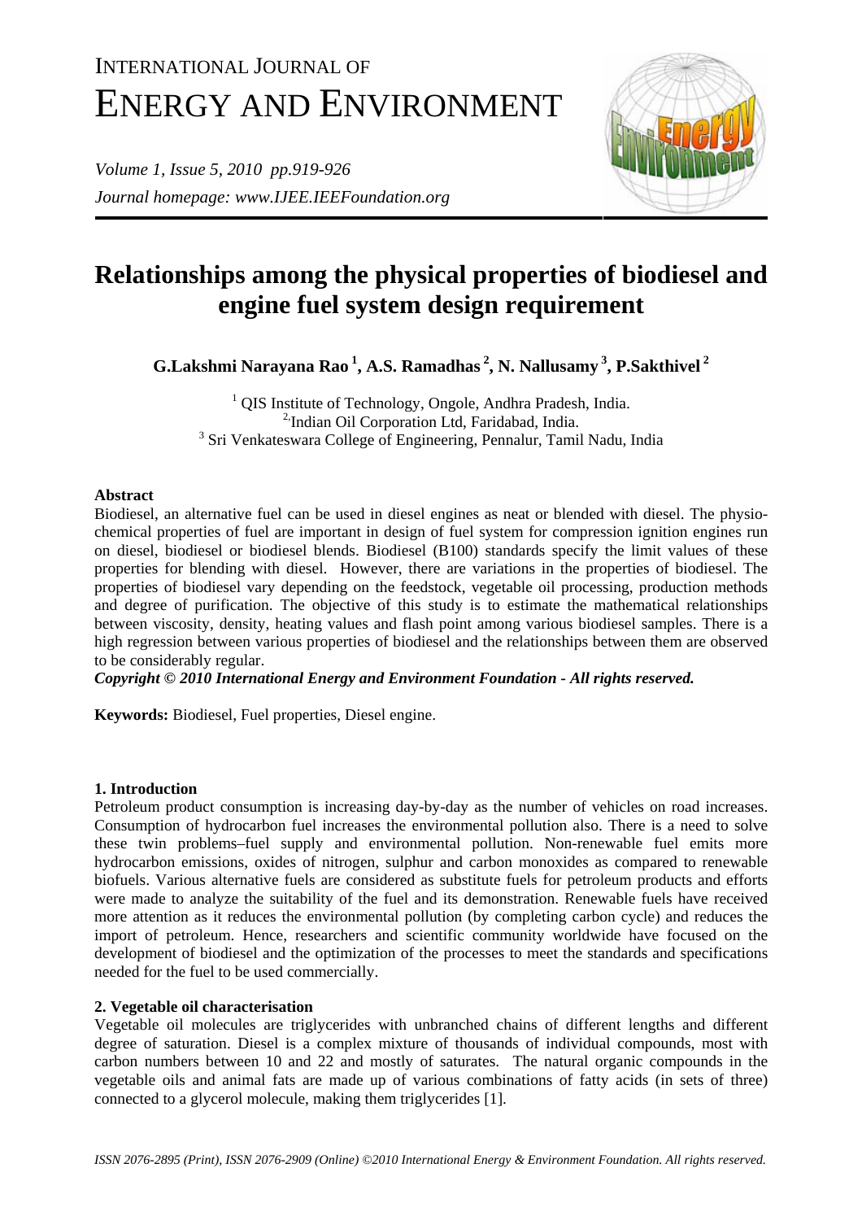# INTERNATIONAL JOURNAL OF ENERGY AND ENVIRONMENT

*Volume 1, Issue 5, 2010 pp.919-926*
*Journal homepage: www.IJEE.IEEFoundation.org*

# Relationships among the physical properties of biodiesel and engine fuel system design requirement

**G.Lakshmi Narayana Rao [1], A.S. Ramadhas [2], N. Nallusamy [3], P.Sakthivel [2]**

[1] QIS Institute of Technology, Ongole, Andhra Pradesh, India.
[2] Indian Oil Corporation Ltd, Faridabad, India.
[3] Sri Venkateswara College of Engineering, Pennalur, Tamil Nadu, India

## Abstract

Biodiesel, an alternative fuel can be used in diesel engines as neat or blended with diesel. The physio-chemical properties of fuel are important in design of fuel system for compression ignition engines run on diesel, biodiesel or biodiesel blends. Biodiesel (B100) standards specify the limit values of these properties for blending with diesel. However, there are variations in the properties of biodiesel. The properties of biodiesel vary depending on the feedstock, vegetable oil processing, production methods and degree of purification. The objective of this study is to estimate the mathematical relationships between viscosity, density, heating values and flash point among various biodiesel samples. There is a high regression between various properties of biodiesel and the relationships between them are observed to be considerably regular.

***Copyright © 2010 International Energy and Environment Foundation - All rights reserved.***

**Keywords:** Biodiesel, Fuel properties, Diesel engine.

## 1. Introduction

Petroleum product consumption is increasing day-by-day as the number of vehicles on road increases. Consumption of hydrocarbon fuel increases the environmental pollution also. There is a need to solve these twin problems–fuel supply and environmental pollution. Non-renewable fuel emits more hydrocarbon emissions, oxides of nitrogen, sulphur and carbon monoxides as compared to renewable biofuels. Various alternative fuels are considered as substitute fuels for petroleum products and efforts were made to analyze the suitability of the fuel and its demonstration. Renewable fuels have received more attention as it reduces the environmental pollution (by completing carbon cycle) and reduces the import of petroleum. Hence, researchers and scientific community worldwide have focused on the development of biodiesel and the optimization of the processes to meet the standards and specifications needed for the fuel to be used commercially.

## 2. Vegetable oil characterisation

Vegetable oil molecules are triglycerides with unbranched chains of different lengths and different degree of saturation. Diesel is a complex mixture of thousands of individual compounds, most with carbon numbers between 10 and 22 and mostly of saturates. The natural organic compounds in the vegetable oils and animal fats are made up of various combinations of fatty acids (in sets of three) connected to a glycerol molecule, making them triglycerides [1].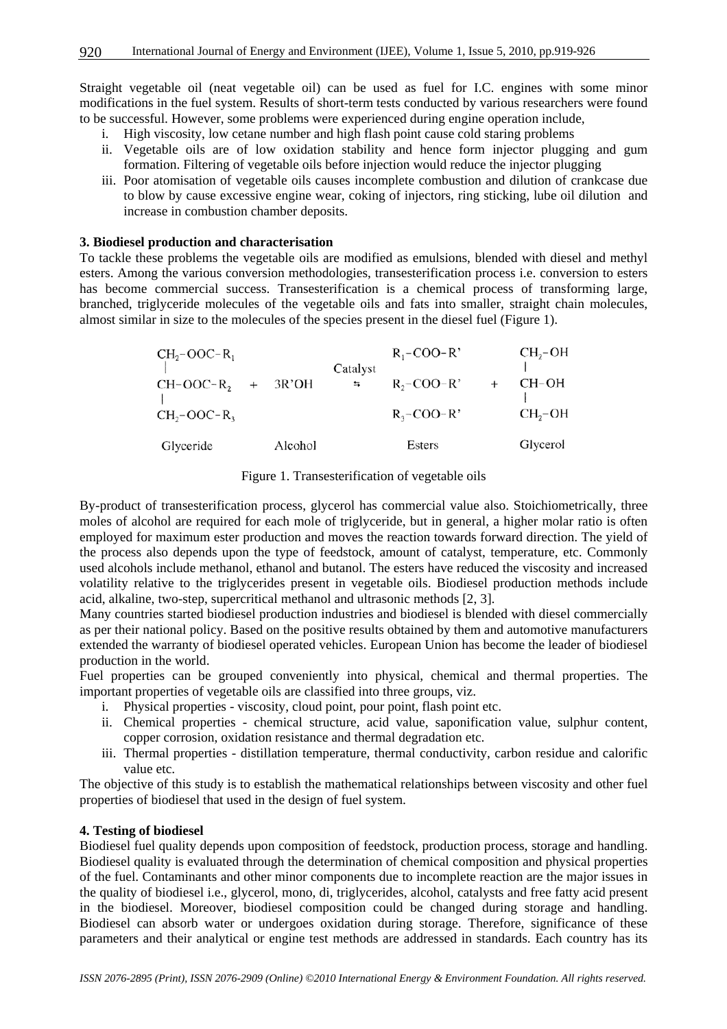Straight vegetable oil (neat vegetable oil) can be used as fuel for I.C. engines with some minor modifications in the fuel system. Results of short-term tests conducted by various researchers were found to be successful. However, some problems were experienced during engine operation include,

i. High viscosity, low cetane number and high flash point cause cold staring problems
ii. Vegetable oils are of low oxidation stability and hence form injector plugging and gum formation. Filtering of vegetable oils before injection would reduce the injector plugging
iii. Poor atomisation of vegetable oils causes incomplete combustion and dilution of crankcase due to blow by cause excessive engine wear, coking of injectors, ring sticking, lube oil dilution and increase in combustion chamber deposits.

**3. Biodiesel production and characterisation**

To tackle these problems the vegetable oils are modified as emulsions, blended with diesel and methyl esters. Among the various conversion methodologies, transesterification process i.e. conversion to esters has become commercial success. Transesterification is a chemical process of transforming large, branched, triglyceride molecules of the vegetable oils and fats into smaller, straight chain molecules, almost similar in size to the molecules of the species present in the diesel fuel (Figure 1).

$$
\begin{array}{ccccccc}
CH_2-OOC-R_1 & & & & R_1-COO-R' & & CH_2-OH \\
| & & & \text{Catalyst} & & & | \\
CH-OOC-R_2 & + & 3R'OH & \rightleftharpoons & R_2-COO-R' & + & CH-OH \\
| & & & & & & | \\
CH_2-OOC-R_3 & & & & R_3-COO-R' & & CH_2-OH \\
\text{Glyceride} & & \text{Alcohol} & & \text{Esters} & & \text{Glycerol}
\end{array}
$$

Figure 1. Transesterification of vegetable oils

By-product of transesterification process, glycerol has commercial value also. Stoichiometrically, three moles of alcohol are required for each mole of triglyceride, but in general, a higher molar ratio is often employed for maximum ester production and moves the reaction towards forward direction. The yield of the process also depends upon the type of feedstock, amount of catalyst, temperature, etc. Commonly used alcohols include methanol, ethanol and butanol. The esters have reduced the viscosity and increased volatility relative to the triglycerides present in vegetable oils. Biodiesel production methods include acid, alkaline, two-step, supercritical methanol and ultrasonic methods [2, 3].

Many countries started biodiesel production industries and biodiesel is blended with diesel commercially as per their national policy. Based on the positive results obtained by them and automotive manufacturers extended the warranty of biodiesel operated vehicles. European Union has become the leader of biodiesel production in the world.

Fuel properties can be grouped conveniently into physical, chemical and thermal properties. The important properties of vegetable oils are classified into three groups, viz.

i. Physical properties - viscosity, cloud point, pour point, flash point etc.
ii. Chemical properties - chemical structure, acid value, saponification value, sulphur content, copper corrosion, oxidation resistance and thermal degradation etc.
iii. Thermal properties - distillation temperature, thermal conductivity, carbon residue and calorific value etc.

The objective of this study is to establish the mathematical relationships between viscosity and other fuel properties of biodiesel that used in the design of fuel system.

**4. Testing of biodiesel**

Biodiesel fuel quality depends upon composition of feedstock, production process, storage and handling. Biodiesel quality is evaluated through the determination of chemical composition and physical properties of the fuel. Contaminants and other minor components due to incomplete reaction are the major issues in the quality of biodiesel i.e., glycerol, mono, di, triglycerides, alcohol, catalysts and free fatty acid present in the biodiesel. Moreover, biodiesel composition could be changed during storage and handling. Biodiesel can absorb water or undergoes oxidation during storage. Therefore, significance of these parameters and their analytical or engine test methods are addressed in standards. Each country has its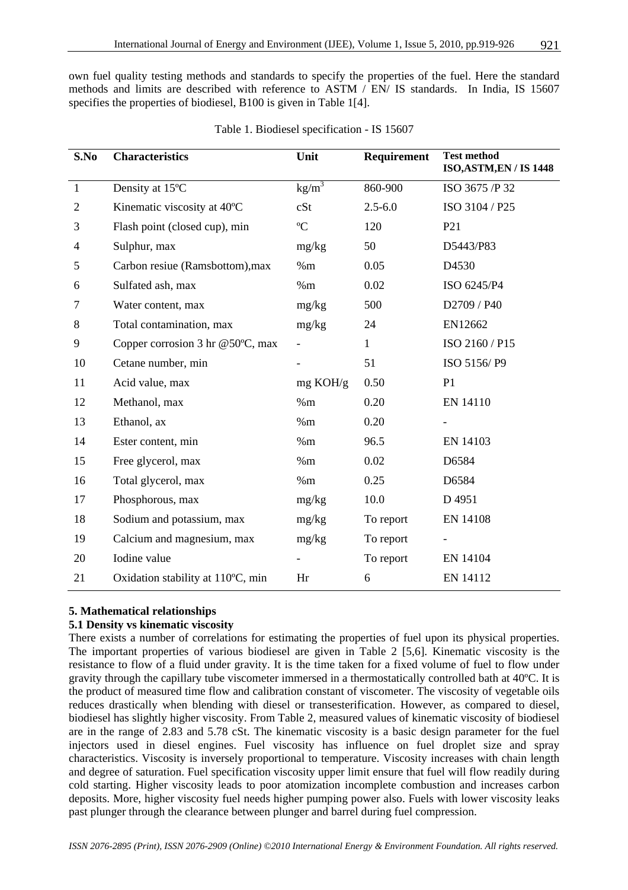own fuel quality testing methods and standards to specify the properties of the fuel. Here the standard methods and limits are described with reference to ASTM / EN/ IS standards. In India, IS 15607 specifies the properties of biodiesel, B100 is given in Table 1[4].

Table 1. Biodiesel specification - IS 15607

| S.No | Characteristics | Unit | Requirement | Test method ISO,ASTM,EN / IS 1448 |
|---|---|---|---|---|
| 1 | Density at 15ºC | $kg/m^3$ | 860-900 | ISO 3675 /P 32 |
| 2 | Kinematic viscosity at 40ºC | cSt | 2.5-6.0 | ISO 3104 / P25 |
| 3 | Flash point (closed cup), min | ºC | 120 | P21 |
| 4 | Sulphur, max | mg/kg | 50 | D5443/P83 |
| 5 | Carbon resiue (Ramsbottom),max | %m | 0.05 | D4530 |
| 6 | Sulfated ash, max | %m | 0.02 | ISO 6245/P4 |
| 7 | Water content, max | mg/kg | 500 | D2709 / P40 |
| 8 | Total contamination, max | mg/kg | 24 | EN12662 |
| 9 | Copper corrosion 3 hr @50ºC, max | - | 1 | ISO 2160 / P15 |
| 10 | Cetane number, min | - | 51 | ISO 5156/ P9 |
| 11 | Acid value, max | mg KOH/g | 0.50 | P1 |
| 12 | Methanol, max | %m | 0.20 | EN 14110 |
| 13 | Ethanol, ax | %m | 0.20 | - |
| 14 | Ester content, min | %m | 96.5 | EN 14103 |
| 15 | Free glycerol, max | %m | 0.02 | D6584 |
| 16 | Total glycerol, max | %m | 0.25 | D6584 |
| 17 | Phosphorous, max | mg/kg | 10.0 | D 4951 |
| 18 | Sodium and potassium, max | mg/kg | To report | EN 14108 |
| 19 | Calcium and magnesium, max | mg/kg | To report | - |
| 20 | Iodine value | - | To report | EN 14104 |
| 21 | Oxidation stability at 110ºC, min | Hr | 6 | EN 14112 |

## 5. Mathematical relationships

### 5.1 Density vs kinematic viscosity

There exists a number of correlations for estimating the properties of fuel upon its physical properties. The important properties of various biodiesel are given in Table 2 [5,6]. Kinematic viscosity is the resistance to flow of a fluid under gravity. It is the time taken for a fixed volume of fuel to flow under gravity through the capillary tube viscometer immersed in a thermostatically controlled bath at 40ºC. It is the product of measured time flow and calibration constant of viscometer. The viscosity of vegetable oils reduces drastically when blending with diesel or transesterification. However, as compared to diesel, biodiesel has slightly higher viscosity. From Table 2, measured values of kinematic viscosity of biodiesel are in the range of 2.83 and 5.78 cSt. The kinematic viscosity is a basic design parameter for the fuel injectors used in diesel engines. Fuel viscosity has influence on fuel droplet size and spray characteristics. Viscosity is inversely proportional to temperature. Viscosity increases with chain length and degree of saturation. Fuel specification viscosity upper limit ensure that fuel will flow readily during cold starting. Higher viscosity leads to poor atomization incomplete combustion and increases carbon deposits. More, higher viscosity fuel needs higher pumping power also. Fuels with lower viscosity leaks past plunger through the clearance between plunger and barrel during fuel compression.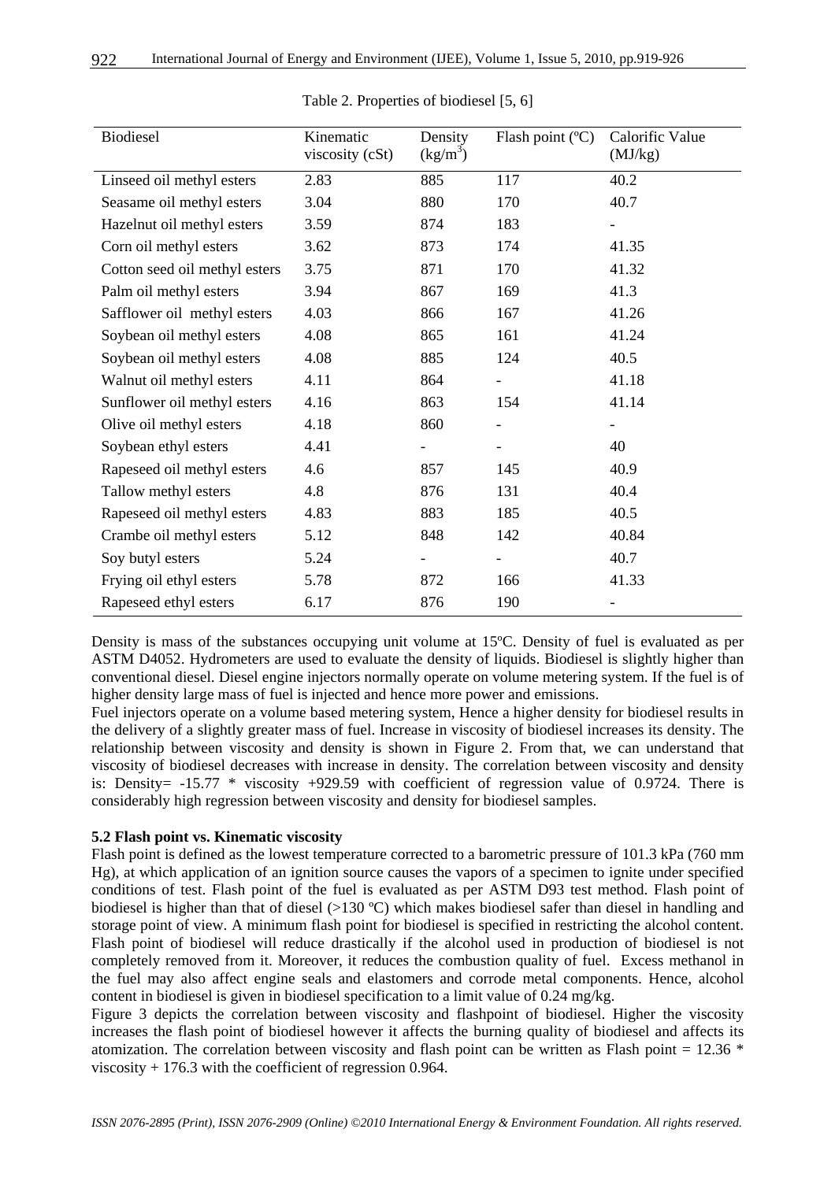Table 2. Properties of biodiesel [5, 6]

| Biodiesel | Kinematic viscosity (cSt) | Density ($kg/m^3$) | Flash point (ºC) | Calorific Value (MJ/kg) |
|---|---|---|---|---|
| Linseed oil methyl esters | 2.83 | 885 | 117 | 40.2 |
| Seasame oil methyl esters | 3.04 | 880 | 170 | 40.7 |
| Hazelnut oil methyl esters | 3.59 | 874 | 183 | - |
| Corn oil methyl esters | 3.62 | 873 | 174 | 41.35 |
| Cotton seed oil methyl esters | 3.75 | 871 | 170 | 41.32 |
| Palm oil methyl esters | 3.94 | 867 | 169 | 41.3 |
| Safflower oil methyl esters | 4.03 | 866 | 167 | 41.26 |
| Soybean oil methyl esters | 4.08 | 865 | 161 | 41.24 |
| Soybean oil methyl esters | 4.08 | 885 | 124 | 40.5 |
| Walnut oil methyl esters | 4.11 | 864 | - | 41.18 |
| Sunflower oil methyl esters | 4.16 | 863 | 154 | 41.14 |
| Olive oil methyl esters | 4.18 | 860 | - | - |
| Soybean ethyl esters | 4.41 | - | - | 40 |
| Rapeseed oil methyl esters | 4.6 | 857 | 145 | 40.9 |
| Tallow methyl esters | 4.8 | 876 | 131 | 40.4 |
| Rapeseed oil methyl esters | 4.83 | 883 | 185 | 40.5 |
| Crambe oil methyl esters | 5.12 | 848 | 142 | 40.84 |
| Soy butyl esters | 5.24 | - | - | 40.7 |
| Frying oil ethyl esters | 5.78 | 872 | 166 | 41.33 |
| Rapeseed ethyl esters | 6.17 | 876 | 190 | - |

Density is mass of the substances occupying unit volume at 15ºC. Density of fuel is evaluated as per ASTM D4052. Hydrometers are used to evaluate the density of liquids. Biodiesel is slightly higher than conventional diesel. Diesel engine injectors normally operate on volume metering system. If the fuel is of higher density large mass of fuel is injected and hence more power and emissions.

Fuel injectors operate on a volume based metering system, Hence a higher density for biodiesel results in the delivery of a slightly greater mass of fuel. Increase in viscosity of biodiesel increases its density. The relationship between viscosity and density is shown in Figure 2. From that, we can understand that viscosity of biodiesel decreases with increase in density. The correlation between viscosity and density is: Density= -15.77 * viscosity +929.59 with coefficient of regression value of 0.9724. There is considerably high regression between viscosity and density for biodiesel samples.

**5.2 Flash point vs. Kinematic viscosity**

Flash point is defined as the lowest temperature corrected to a barometric pressure of 101.3 kPa (760 mm Hg), at which application of an ignition source causes the vapors of a specimen to ignite under specified conditions of test. Flash point of the fuel is evaluated as per ASTM D93 test method. Flash point of biodiesel is higher than that of diesel (>130 ºC) which makes biodiesel safer than diesel in handling and storage point of view. A minimum flash point for biodiesel is specified in restricting the alcohol content. Flash point of biodiesel will reduce drastically if the alcohol used in production of biodiesel is not completely removed from it. Moreover, it reduces the combustion quality of fuel. Excess methanol in the fuel may also affect engine seals and elastomers and corrode metal components. Hence, alcohol content in biodiesel is given in biodiesel specification to a limit value of 0.24 mg/kg.

Figure 3 depicts the correlation between viscosity and flashpoint of biodiesel. Higher the viscosity increases the flash point of biodiesel however it affects the burning quality of biodiesel and affects its atomization. The correlation between viscosity and flash point can be written as Flash point = 12.36 * viscosity + 176.3 with the coefficient of regression 0.964.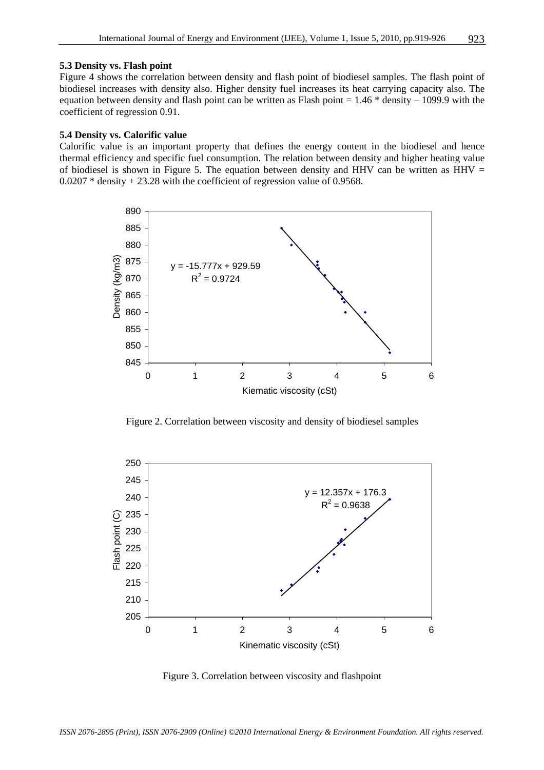### 5.3 Density vs. Flash point

Figure 4 shows the correlation between density and flash point of biodiesel samples. The flash point of biodiesel increases with density also. Higher density fuel increases its heat carrying capacity also. The equation between density and flash point can be written as Flash point = 1.46 * density – 1099.9 with the coefficient of regression 0.91.

### 5.4 Density vs. Calorific value

Calorific value is an important property that defines the energy content in the biodiesel and hence thermal efficiency and specific fuel consumption. The relation between density and higher heating value of biodiesel is shown in Figure 5. The equation between density and HHV can be written as HHV = 0.0207 * density + 23.28 with the coefficient of regression value of 0.9568.

Figure 2. Correlation between viscosity and density of biodiesel samples

Figure 3. Correlation between viscosity and flashpoint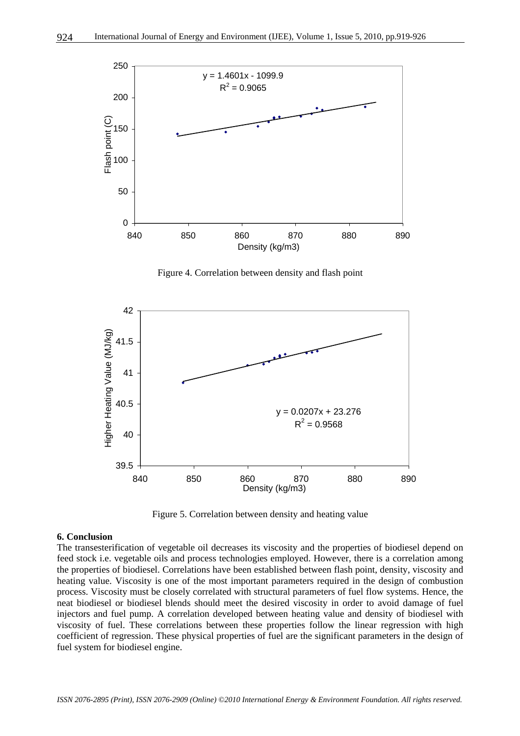Figure 4. Correlation between density and flash point

Figure 5. Correlation between density and heating value

### 6. Conclusion

The transesterification of vegetable oil decreases its viscosity and the properties of biodiesel depend on feed stock i.e. vegetable oils and process technologies employed. However, there is a correlation among the properties of biodiesel. Correlations have been established between flash point, density, viscosity and heating value. Viscosity is one of the most important parameters required in the design of combustion process. Viscosity must be closely correlated with structural parameters of fuel flow systems. Hence, the neat biodiesel or biodiesel blends should meet the desired viscosity in order to avoid damage of fuel injectors and fuel pump. A correlation developed between heating value and density of biodiesel with viscosity of fuel. These correlations between these properties follow the linear regression with high coefficient of regression. These physical properties of fuel are the significant parameters in the design of fuel system for biodiesel engine.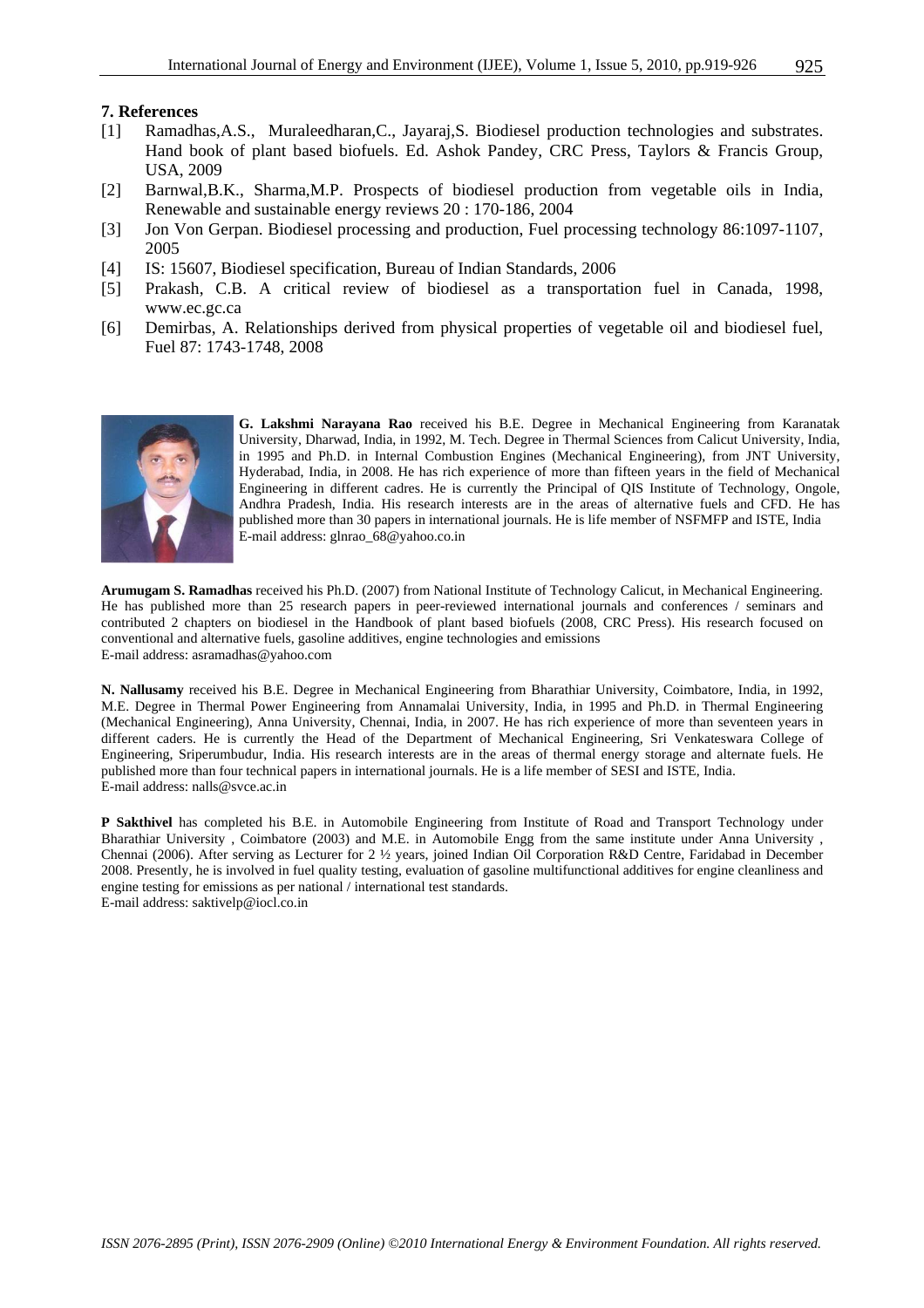## 7. References

[1] Ramadhas,A.S., Muraleedharan,C., Jayaraj,S. Biodiesel production technologies and substrates. Hand book of plant based biofuels. Ed. Ashok Pandey, CRC Press, Taylors & Francis Group, USA, 2009

[2] Barnwal,B.K., Sharma,M.P. Prospects of biodiesel production from vegetable oils in India, Renewable and sustainable energy reviews 20 : 170-186, 2004

[3] Jon Von Gerpan. Biodiesel processing and production, Fuel processing technology 86:1097-1107, 2005

[4] IS: 15607, Biodiesel specification, Bureau of Indian Standards, 2006

[5] Prakash, C.B. A critical review of biodiesel as a transportation fuel in Canada, 1998, www.ec.gc.ca

[6] Demirbas, A. Relationships derived from physical properties of vegetable oil and biodiesel fuel, Fuel 87: 1743-1748, 2008

**G. Lakshmi Narayana Rao** received his B.E. Degree in Mechanical Engineering from Karanatak University, Dharwad, India, in 1992, M. Tech. Degree in Thermal Sciences from Calicut University, India, in 1995 and Ph.D. in Internal Combustion Engines (Mechanical Engineering), from JNT University, Hyderabad, India, in 2008. He has rich experience of more than fifteen years in the field of Mechanical Engineering in different cadres. He is currently the Principal of QIS Institute of Technology, Ongole, Andhra Pradesh, India. His research interests are in the areas of alternative fuels and CFD. He has published more than 30 papers in international journals. He is life member of NSFMFP and ISTE, India
E-mail address: glnrao_68@yahoo.co.in

**Arumugam S. Ramadhas** received his Ph.D. (2007) from National Institute of Technology Calicut, in Mechanical Engineering. He has published more than 25 research papers in peer-reviewed international journals and conferences / seminars and contributed 2 chapters on biodiesel in the Handbook of plant based biofuels (2008, CRC Press). His research focused on conventional and alternative fuels, gasoline additives, engine technologies and emissions
E-mail address: asramadhas@yahoo.com

**N. Nallusamy** received his B.E. Degree in Mechanical Engineering from Bharathiar University, Coimbatore, India, in 1992, M.E. Degree in Thermal Power Engineering from Annamalai University, India, in 1995 and Ph.D. in Thermal Engineering (Mechanical Engineering), Anna University, Chennai, India, in 2007. He has rich experience of more than seventeen years in different caders. He is currently the Head of the Department of Mechanical Engineering, Sri Venkateswara College of Engineering, Sriperumbudur, India. His research interests are in the areas of thermal energy storage and alternate fuels. He published more than four technical papers in international journals. He is a life member of SESI and ISTE, India.
E-mail address: nalls@svce.ac.in

**P Sakthivel** has completed his B.E. in Automobile Engineering from Institute of Road and Transport Technology under Bharathiar University , Coimbatore (2003) and M.E. in Automobile Engg from the same institute under Anna University , Chennai (2006). After serving as Lecturer for 2 ½ years, joined Indian Oil Corporation R&D Centre, Faridabad in December 2008. Presently, he is involved in fuel quality testing, evaluation of gasoline multifunctional additives for engine cleanliness and engine testing for emissions as per national / international test standards.
E-mail address: saktivelp@iocl.co.in